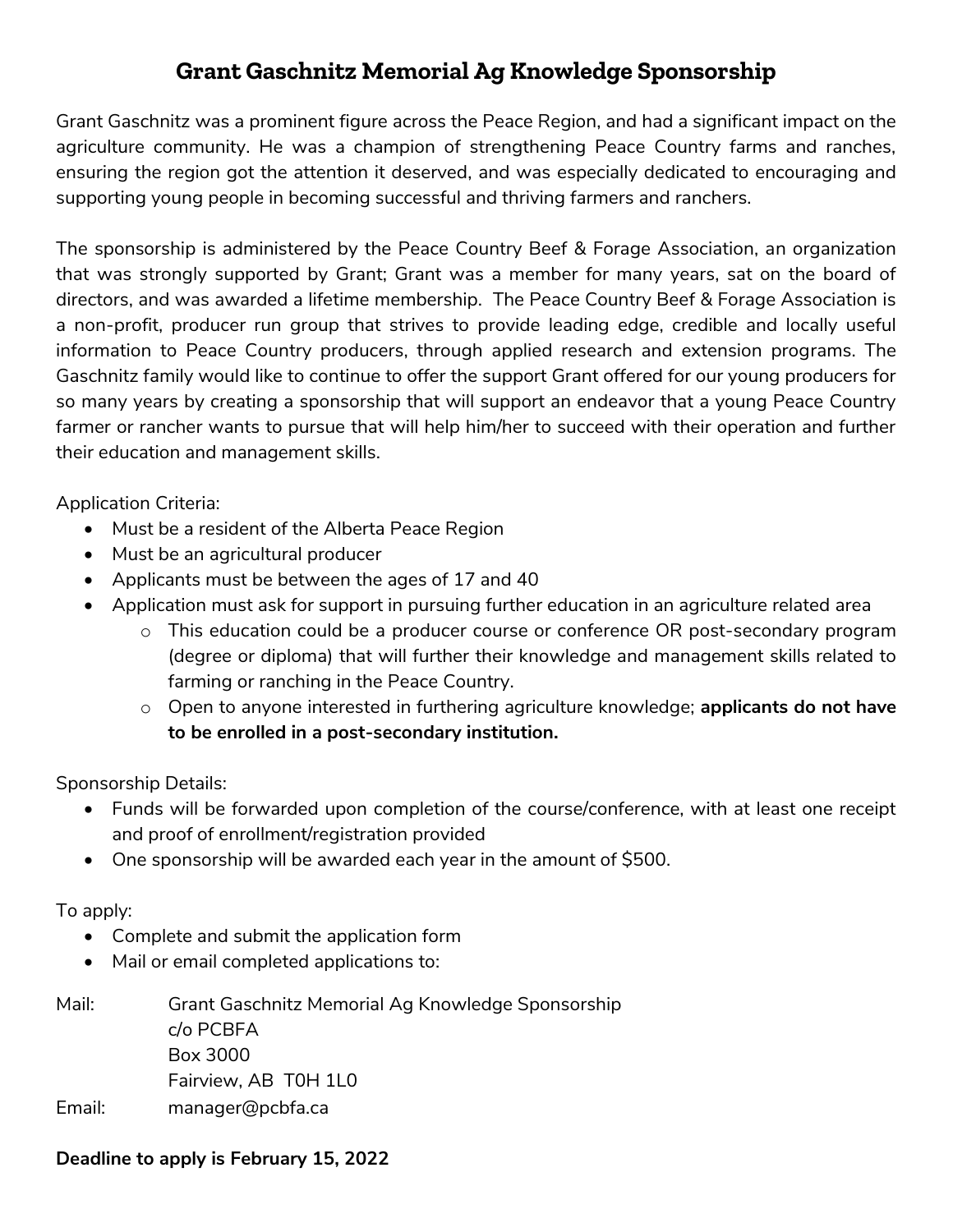# Grant Gaschnitz Memorial Ag Knowledge Sponsorship

Grant Gaschnitz was a prominent figure across the Peace Region, and had a significant impact on the agriculture community. He was a champion of strengthening Peace Country farms and ranches, ensuring the region got the attention it deserved, and was especially dedicated to encouraging and supporting young people in becoming successful and thriving farmers and ranchers.

The sponsorship is administered by the Peace Country Beef & Forage Association, an organization that was strongly supported by Grant; Grant was a member for many years, sat on the board of directors, and was awarded a lifetime membership. The Peace Country Beef & Forage Association is a non-profit, producer run group that strives to provide leading edge, credible and locally useful information to Peace Country producers, through applied research and extension programs. The Gaschnitz family would like to continue to offer the support Grant offered for our young producers for so many years by creating a sponsorship that will support an endeavor that a young Peace Country farmer or rancher wants to pursue that will help him/her to succeed with their operation and further their education and management skills.

Application Criteria:

- Must be a resident of the Alberta Peace Region
- Must be an agricultural producer
- Applicants must be between the ages of 17 and 40
- Application must ask for support in pursuing further education in an agriculture related area
  - This education could be a producer course or conference OR post-secondary program (degree or diploma) that will further their knowledge and management skills related to farming or ranching in the Peace Country.
  - Open to anyone interested in furthering agriculture knowledge; **applicants do not have to be enrolled in a post-secondary institution.**

Sponsorship Details:

- Funds will be forwarded upon completion of the course/conference, with at least one receipt and proof of enrollment/registration provided
- One sponsorship will be awarded each year in the amount of $500.

To apply:

- Complete and submit the application form
- Mail or email completed applications to:

Mail: Grant Gaschnitz Memorial Ag Knowledge Sponsorship
c/o PCBFA
Box 3000
Fairview, AB T0H 1L0

Email: manager@pcbfa.ca

**Deadline to apply is February 15, 2022**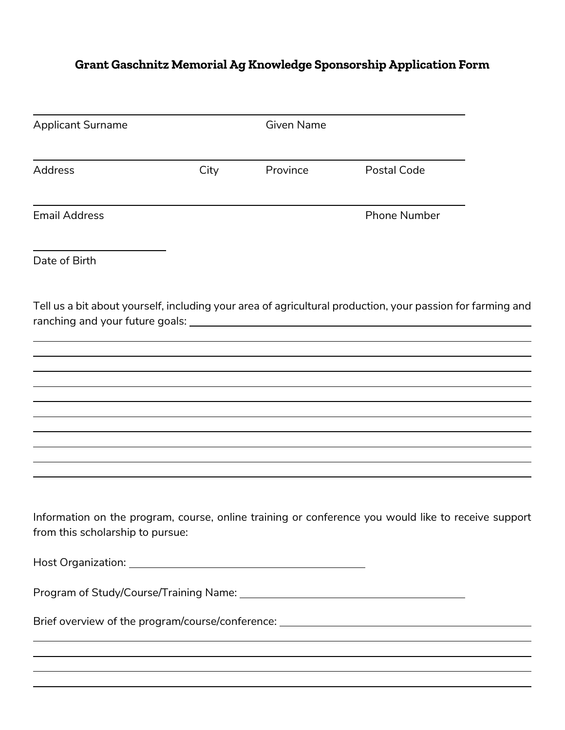# Grant Gaschnitz Memorial Ag Knowledge Sponsorship Application Form

Applicant Surname Given Name

Address City Province Postal Code

Email Address Phone Number

Date of Birth

Tell us a bit about yourself, including your area of agricultural production, your passion for farming and ranching and your future goals:

Information on the program, course, online training or conference you would like to receive support from this scholarship to pursue:

Host Organization:

Program of Study/Course/Training Name:

Brief overview of the program/course/conference: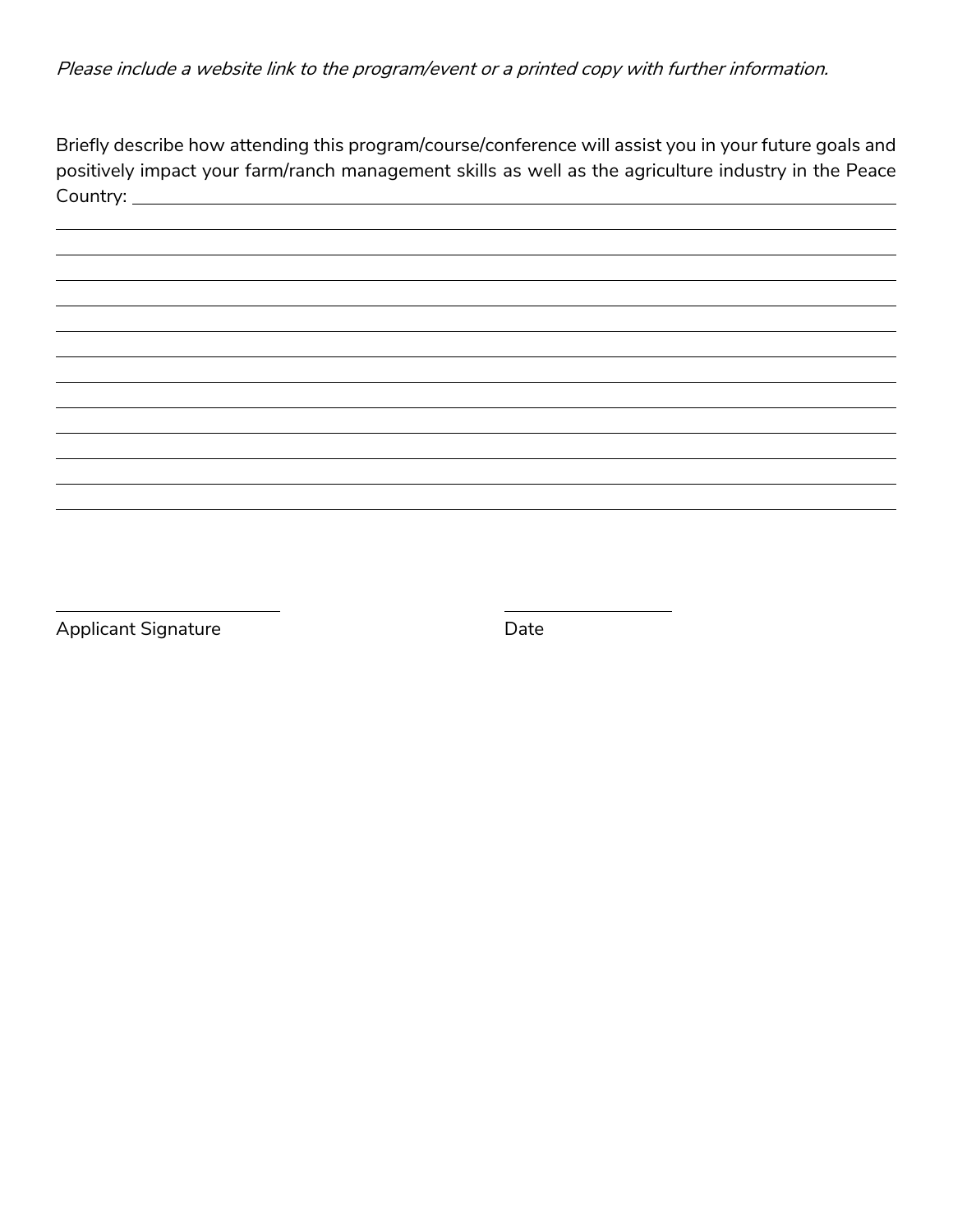*Please include a website link to the program/event or a printed copy with further information.*

Briefly describe how attending this program/course/conference will assist you in your future goals and positively impact your farm/ranch management skills as well as the agriculture industry in the Peace Country: \_\_\_\_\_\_\_\_\_\_\_\_\_\_\_\_\_\_\_\_\_\_\_\_\_\_\_\_\_\_\_\_\_\_\_\_\_\_\_\_\_\_\_\_\_\_\_\_\_\_\_\_\_\_\_\_\_\_\_\_\_\_\_\_\_\_\_\_\_\_

\_\_\_\_\_\_\_\_\_\_\_\_\_\_\_\_\_\_\_\_\_\_\_\_\_\_\_\_\_\_\_\_\_\_\_\_\_\_\_\_\_\_\_\_\_\_\_\_\_\_\_\_\_\_\_\_\_\_\_\_\_\_\_\_\_\_\_\_\_\_\_\_\_\_\_\_\_\_\_\_\_\_\_\_\_\_

\_\_\_\_\_\_\_\_\_\_\_\_\_\_\_\_\_\_\_\_\_\_\_\_\_\_\_\_\_\_\_\_\_\_\_\_\_\_\_\_\_\_\_\_\_\_\_\_\_\_\_\_\_\_\_\_\_\_\_\_\_\_\_\_\_\_\_\_\_\_\_\_\_\_\_\_\_\_\_\_\_\_\_\_\_\_

\_\_\_\_\_\_\_\_\_\_\_\_\_\_\_\_\_\_\_\_\_\_\_\_\_\_\_\_\_\_\_\_\_\_\_\_\_\_\_\_\_\_\_\_\_\_\_\_\_\_\_\_\_\_\_\_\_\_\_\_\_\_\_\_\_\_\_\_\_\_\_\_\_\_\_\_\_\_\_\_\_\_\_\_\_\_

\_\_\_\_\_\_\_\_\_\_\_\_\_\_\_\_\_\_\_\_\_\_\_\_\_\_\_\_\_\_\_\_\_\_\_\_\_\_\_\_\_\_\_\_\_\_\_\_\_\_\_\_\_\_\_\_\_\_\_\_\_\_\_\_\_\_\_\_\_\_\_\_\_\_\_\_\_\_\_\_\_\_\_\_\_\_

\_\_\_\_\_\_\_\_\_\_\_\_\_\_\_\_\_\_\_\_\_\_\_\_\_\_\_\_\_\_\_\_\_\_\_\_\_\_\_\_\_\_\_\_\_\_\_\_\_\_\_\_\_\_\_\_\_\_\_\_\_\_\_\_\_\_\_\_\_\_\_\_\_\_\_\_\_\_\_\_\_\_\_\_\_\_

\_\_\_\_\_\_\_\_\_\_\_\_\_\_\_\_\_\_\_\_\_\_\_\_\_\_\_\_\_\_\_\_\_\_\_\_\_\_\_\_\_\_\_\_\_\_\_\_\_\_\_\_\_\_\_\_\_\_\_\_\_\_\_\_\_\_\_\_\_\_\_\_\_\_\_\_\_\_\_\_\_\_\_\_\_\_

\_\_\_\_\_\_\_\_\_\_\_\_\_\_\_\_\_\_\_\_\_\_\_\_\_\_\_\_\_\_\_\_\_\_\_\_\_\_\_\_\_\_\_\_\_\_\_\_\_\_\_\_\_\_\_\_\_\_\_\_\_\_\_\_\_\_\_\_\_\_\_\_\_\_\_\_\_\_\_\_\_\_\_\_\_\_

\_\_\_\_\_\_\_\_\_\_\_\_\_\_\_\_\_\_\_\_\_\_\_\_\_\_\_\_\_\_\_\_\_\_\_\_\_\_\_\_\_\_\_\_\_\_\_\_\_\_\_\_\_\_\_\_\_\_\_\_\_\_\_\_\_\_\_\_\_\_\_\_\_\_\_\_\_\_\_\_\_\_\_\_\_\_

\_\_\_\_\_\_\_\_\_\_\_\_\_\_\_\_\_\_\_\_\_\_\_\_\_\_\_\_\_\_\_\_\_\_\_\_\_\_\_\_\_\_\_\_\_\_\_\_\_\_\_\_\_\_\_\_\_\_\_\_\_\_\_\_\_\_\_\_\_\_\_\_\_\_\_\_\_\_\_\_\_\_\_\_\_\_

\_\_\_\_\_\_\_\_\_\_\_\_\_\_\_\_\_\_\_\_\_\_\_\_\_\_\_\_\_\_\_\_\_\_\_\_\_\_\_\_\_\_\_\_\_\_\_\_\_\_\_\_\_\_\_\_\_\_\_\_\_\_\_\_\_\_\_\_\_\_\_\_\_\_\_\_\_\_\_\_\_\_\_\_\_\_

\_\_\_\_\_\_\_\_\_\_\_\_\_\_\_\_\_\_\_\_\_\_\_\_\_\_\_\_\_\_\_\_\_\_\_\_\_\_\_\_\_\_\_\_\_\_\_\_\_\_\_\_\_\_\_\_\_\_\_\_\_\_\_\_\_\_\_\_\_\_\_\_\_\_\_\_\_\_\_\_\_\_\_\_\_\_

\_\_\_\_\_\_\_\_\_\_\_\_\_\_\_\_\_\_\_\_\_\_\_\_\_\_\_\_\_\_\_\_\_\_\_\_\_\_\_\_\_\_\_\_\_\_\_\_\_\_\_\_\_\_\_\_\_\_\_\_\_\_\_\_\_\_\_\_\_\_\_\_\_\_\_\_\_\_\_\_\_\_\_\_\_\_

\_\_\_\_\_\_\_\_\_\_\_\_\_\_\_\_\_\_\_\_\_\_\_\_\_\_\_\_\_\_\_\_\_\_\_\_\_\_\_\_\_\_\_\_\_\_\_\_\_\_\_\_\_\_\_\_\_\_\_\_\_\_\_\_\_\_\_\_\_\_\_\_\_\_\_\_\_\_\_\_\_\_\_\_\_\_

\_\_\_\_\_\_\_\_\_\_\_\_\_\_\_\_\_\_\_\_\_\_\_\_\_\_\_\_\_\_\_\_\_\_\_\_\_\_\_\_\_\_\_\_\_\_\_\_\_\_\_\_\_\_\_\_\_\_\_\_\_\_\_\_\_\_\_\_\_\_\_\_\_\_\_\_\_\_\_\_\_\_\_\_\_\_

\_\_\_\_\_\_\_\_\_\_\_\_\_\_\_\_\_\_\_\_\_\_\_\_\_\_\_\_\_\_\_\_\_\_\_\_\_\_\_\_\_\_\_\_\_\_\_\_\_\_\_\_\_\_\_\_\_\_\_\_\_\_\_\_\_\_\_\_\_\_\_\_\_\_\_\_\_\_\_\_\_\_\_\_\_\_

\_\_\_\_\_\_\_\_\_\_\_\_\_\_\_\_\_\_\_\_\_\_\_\_\_\_\_\_\_\_\_\_\_\_\_\_\_\_\_\_\_\_\_\_\_\_\_\_\_\_\_\_\_\_\_\_\_\_\_\_\_\_\_\_\_\_\_\_\_\_\_\_\_\_\_\_\_\_\_\_\_\_\_\_\_\_

\_\_\_\_\_\_\_\_\_\_\_\_\_\_\_\_\_\_\_\_\_\_\_\_\_\_\_\_\_\_\_\_\_\_\_\_\_\_\_\_\_\_\_\_\_\_\_\_\_\_\_\_\_\_\_\_\_\_\_\_\_\_\_\_\_\_\_\_\_\_\_\_\_\_\_\_\_\_\_\_\_\_\_\_\_\_

\_\_\_\_\_\_\_\_\_\_\_\_\_\_\_\_\_\_\_\_\_\_\_\_\_\_\_\_\_\_ \_\_\_\_\_\_\_\_\_\_\_\_\_\_\_\_\_\_\_\_

Applicant Signature Date